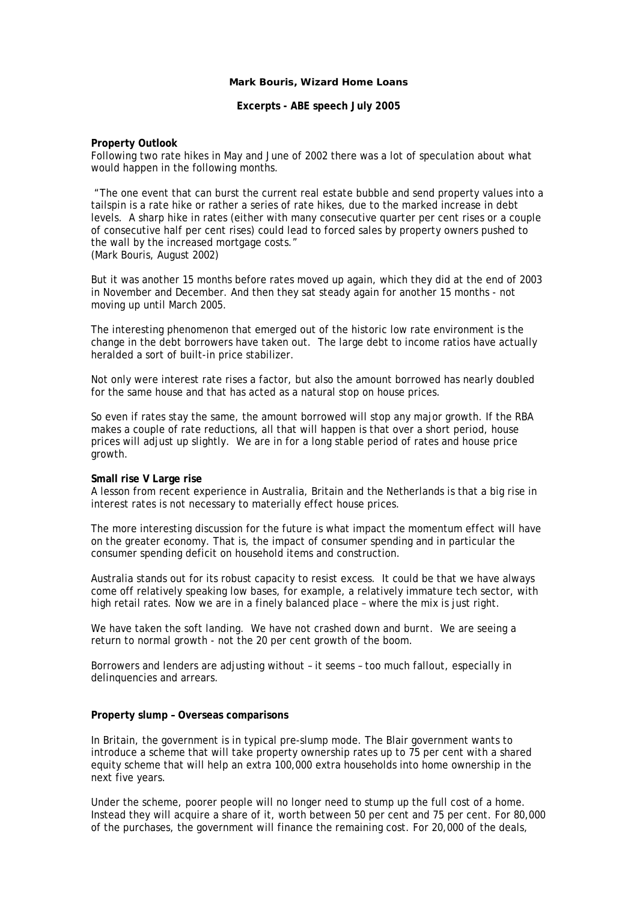**Mark Bouris, Wizard Home Loans**

**Excerpts - ABE speech July 2005**

**Property Outlook**

Following two rate hikes in May and June of 2002 there was a lot of speculation about what would happen in the following months.

"The one event that can burst the current real estate bubble and send property values into a tailspin is a rate hike or rather a series of rate hikes, due to the marked increase in debt levels. A sharp hike in rates (either with many consecutive quarter per cent rises or a couple of consecutive half per cent rises) could lead to forced sales by property owners pushed to the wall by the increased mortgage costs."
(Mark Bouris, August 2002)

But it was another 15 months before rates moved up again, which they did at the end of 2003 in November and December. And then they sat steady again for another 15 months - not moving up until March 2005.

The interesting phenomenon that emerged out of the historic low rate environment is the change in the debt borrowers have taken out. The large debt to income ratios have actually heralded a sort of built-in price stabilizer.

Not only were interest rate rises a factor, but also the amount borrowed has nearly doubled for the same house and that has acted as a natural stop on house prices.

So even if rates stay the same, the amount borrowed will stop any major growth. If the RBA makes a couple of rate reductions, all that will happen is that over a short period, house prices will adjust up slightly. We are in for a long stable period of rates and house price growth.

**Small rise V Large rise**

A lesson from recent experience in Australia, Britain and the Netherlands is that a big rise in interest rates is not necessary to materially effect house prices.

The more interesting discussion for the future is what impact the momentum effect will have on the greater economy. That is, the impact of consumer spending and in particular the consumer spending deficit on household items and construction.

Australia stands out for its robust capacity to resist excess. It could be that we have always come off relatively speaking low bases, for example, a relatively immature tech sector, with high retail rates. Now we are in a finely balanced place – where the mix is just right.

We have taken the soft landing. We have not crashed down and burnt. We are seeing a return to normal growth - not the 20 per cent growth of the boom.

Borrowers and lenders are adjusting without – it seems – too much fallout, especially in delinquencies and arrears.

**Property slump – Overseas comparisons**

In Britain, the government is in typical pre-slump mode. The Blair government wants to introduce a scheme that will take property ownership rates up to 75 per cent with a shared equity scheme that will help an extra 100,000 extra households into home ownership in the next five years.

Under the scheme, poorer people will no longer need to stump up the full cost of a home. Instead they will acquire a share of it, worth between 50 per cent and 75 per cent. For 80,000 of the purchases, the government will finance the remaining cost. For 20,000 of the deals,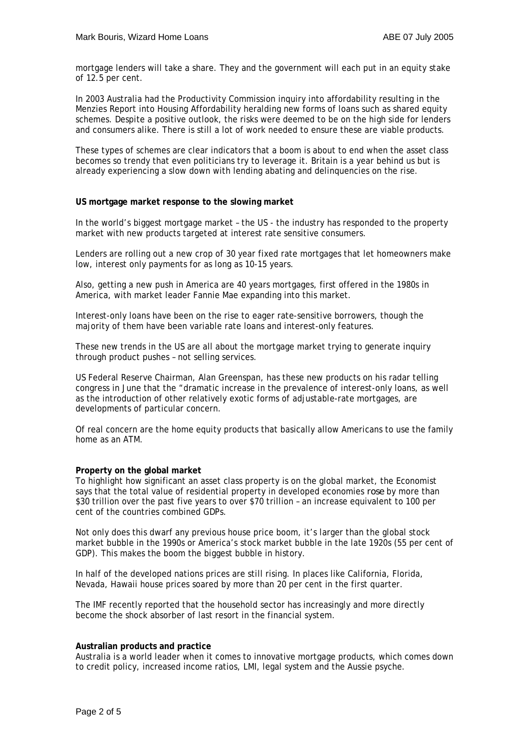mortgage lenders will take a share. They and the government will each put in an equity stake of 12.5 per cent.

In 2003 Australia had the Productivity Commission inquiry into affordability resulting in the Menzies Report into Housing Affordability heralding new forms of loans such as shared equity schemes. Despite a positive outlook, the risks were deemed to be on the high side for lenders and consumers alike. There is still a lot of work needed to ensure these are viable products.

These types of schemes are clear indicators that a boom is about to end when the asset class becomes so trendy that even politicians try to leverage it. Britain is a year behind us but is already experiencing a slow down with lending abating and delinquencies on the rise.

**US mortgage market response to the slowing market**

In the world's biggest mortgage market – the US - the industry has responded to the property market with new products targeted at interest rate sensitive consumers.

Lenders are rolling out a new crop of 30 year fixed rate mortgages that let homeowners make low, interest only payments for as long as 10-15 years.

Also, getting a new push in America are 40 years mortgages, first offered in the 1980s in America, with market leader Fannie Mae expanding into this market.

Interest-only loans have been on the rise to eager rate-sensitive borrowers, though the majority of them have been variable rate loans and interest-only features.

These new trends in the US are all about the mortgage market trying to generate inquiry through product pushes – not selling services.

US Federal Reserve Chairman, Alan Greenspan, has these new products on his radar telling congress in June that the "dramatic increase in the prevalence of interest-only loans, as well as the introduction of other relatively exotic forms of adjustable-rate mortgages, are developments of particular concern.

Of real concern are the home equity products that basically allow Americans to use the family home as an ATM.

**Property on the global market**

To highlight how significant an asset class property is on the global market, the Economist says that the total value of residential property in developed economies rose by more than $30 trillion over the past five years to over $70 trillion – an increase equivalent to 100 per cent of the countries combined GDPs.

Not only does this dwarf any previous house price boom, it's larger than the global stock market bubble in the 1990s or America's stock market bubble in the late 1920s (55 per cent of GDP). This makes the boom the biggest bubble in history.

In half of the developed nations prices are still rising. In places like California, Florida, Nevada, Hawaii house prices soared by more than 20 per cent in the first quarter.

The IMF recently reported that the household sector has increasingly and more directly become the shock absorber of last resort in the financial system.

**Australian products and practice**

Australia is a world leader when it comes to innovative mortgage products, which comes down to credit policy, increased income ratios, LMI, legal system and the Aussie psyche.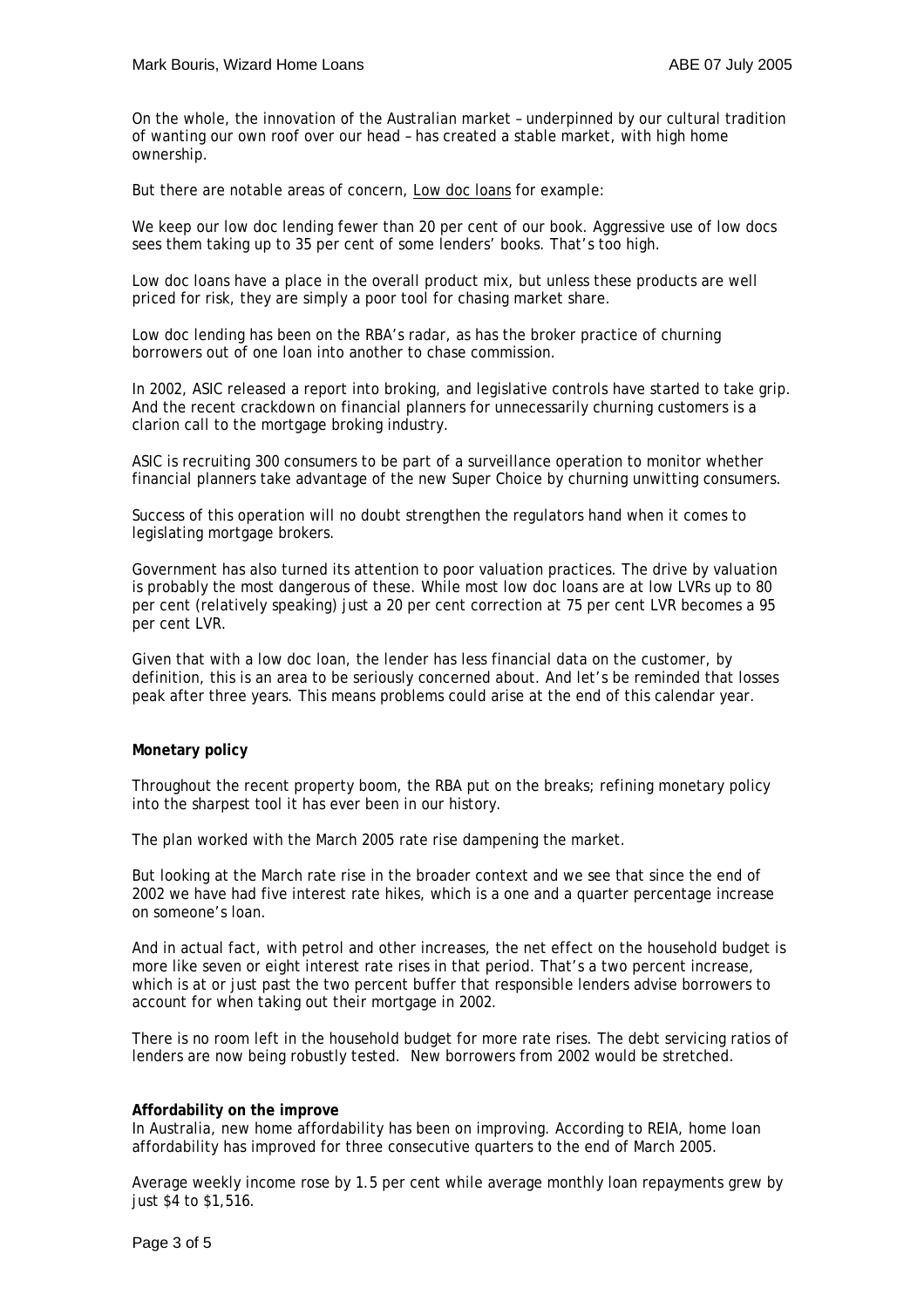On the whole, the innovation of the Australian market – underpinned by our cultural tradition of wanting our own roof over our head – has created a stable market, with high home ownership.

But there are notable areas of concern, Low doc loans for example:

We keep our low doc lending fewer than 20 per cent of our book. Aggressive use of low docs sees them taking up to 35 per cent of some lenders' books. That's too high.

Low doc loans have a place in the overall product mix, but unless these products are well priced for risk, they are simply a poor tool for chasing market share.

Low doc lending has been on the RBA's radar, as has the broker practice of churning borrowers out of one loan into another to chase commission.

In 2002, ASIC released a report into broking, and legislative controls have started to take grip. And the recent crackdown on financial planners for unnecessarily churning customers is a clarion call to the mortgage broking industry.

ASIC is recruiting 300 consumers to be part of a surveillance operation to monitor whether financial planners take advantage of the new Super Choice by churning unwitting consumers.

Success of this operation will no doubt strengthen the regulators hand when it comes to legislating mortgage brokers.

Government has also turned its attention to poor valuation practices. The drive by valuation is probably the most dangerous of these. While most low doc loans are at low LVRs up to 80 per cent (relatively speaking) just a 20 per cent correction at 75 per cent LVR becomes a 95 per cent LVR.

Given that with a low doc loan, the lender has less financial data on the customer, by definition, this is an area to be seriously concerned about. And let's be reminded that losses peak after three years. This means problems could arise at the end of this calendar year.

**Monetary policy**

Throughout the recent property boom, the RBA put on the breaks; refining monetary policy into the sharpest tool it has ever been in our history.

The plan worked with the March 2005 rate rise dampening the market.

But looking at the March rate rise in the broader context and we see that since the end of 2002 we have had five interest rate hikes, which is a one and a quarter percentage increase on someone's loan.

And in actual fact, with petrol and other increases, the net effect on the household budget is more like seven or eight interest rate rises in that period. That's a two percent increase, which is at or just past the two percent buffer that responsible lenders advise borrowers to account for when taking out their mortgage in 2002.

There is no room left in the household budget for more rate rises. The debt servicing ratios of lenders are now being robustly tested. New borrowers from 2002 would be stretched.

**Affordability on the improve**

In Australia, new home affordability has been on improving. According to REIA, home loan affordability has improved for three consecutive quarters to the end of March 2005.

Average weekly income rose by 1.5 per cent while average monthly loan repayments grew by just $4 to $1,516.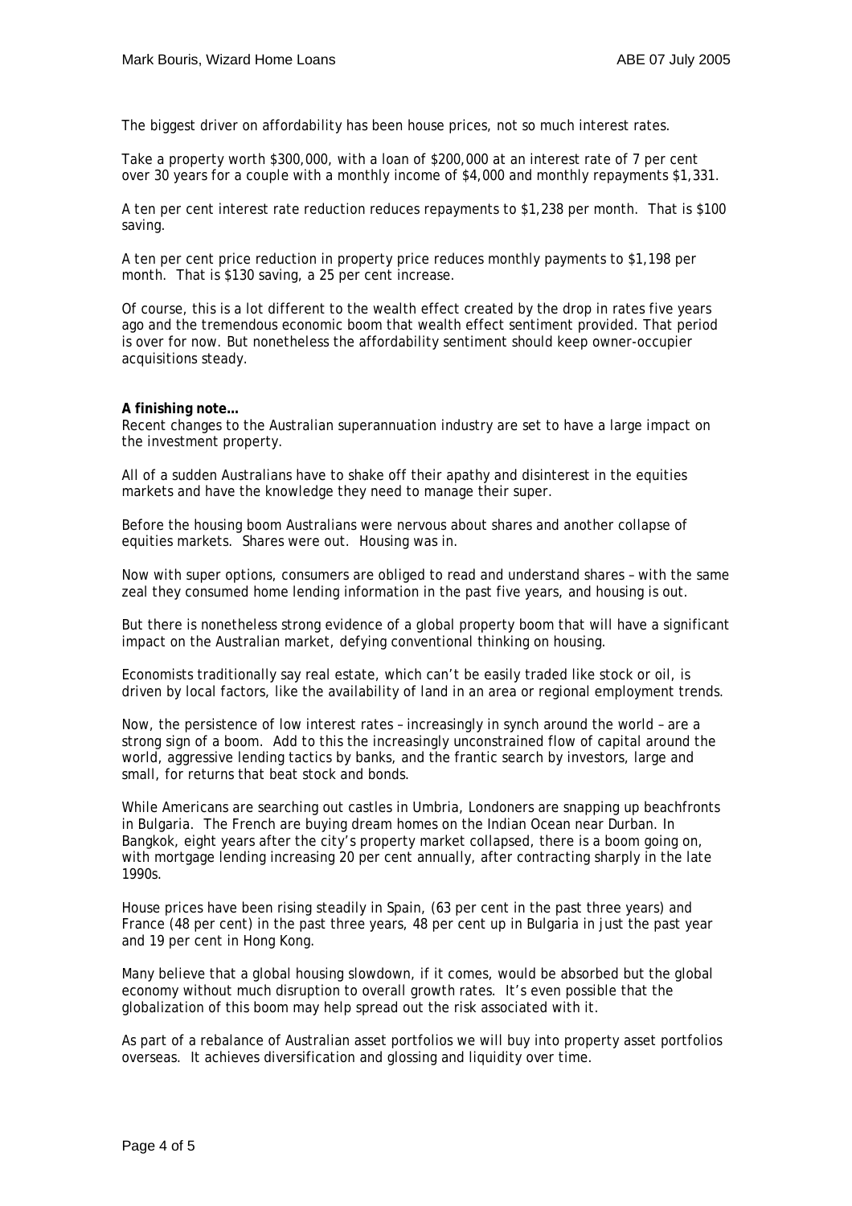The biggest driver on affordability has been house prices, not so much interest rates.

Take a property worth $300,000, with a loan of $200,000 at an interest rate of 7 per cent over 30 years for a couple with a monthly income of $4,000 and monthly repayments $1,331.

A ten per cent interest rate reduction reduces repayments to $1,238 per month. That is $100 saving.

A ten per cent price reduction in property price reduces monthly payments to $1,198 per month. That is $130 saving, a 25 per cent increase.

Of course, this is a lot different to the wealth effect created by the drop in rates five years ago and the tremendous economic boom that wealth effect sentiment provided. That period is over for now. But nonetheless the affordability sentiment should keep owner-occupier acquisitions steady.

**A finishing note…**

Recent changes to the Australian superannuation industry are set to have a large impact on the investment property.

All of a sudden Australians have to shake off their apathy and disinterest in the equities markets and have the knowledge they need to manage their super.

Before the housing boom Australians were nervous about shares and another collapse of equities markets. Shares were out. Housing was in.

Now with super options, consumers are obliged to read and understand shares – with the same zeal they consumed home lending information in the past five years, and housing is out.

But there is nonetheless strong evidence of a global property boom that will have a significant impact on the Australian market, defying conventional thinking on housing.

Economists traditionally say real estate, which can't be easily traded like stock or oil, is driven by local factors, like the availability of land in an area or regional employment trends.

Now, the persistence of low interest rates – increasingly in synch around the world – are a strong sign of a boom. Add to this the increasingly unconstrained flow of capital around the world, aggressive lending tactics by banks, and the frantic search by investors, large and small, for returns that beat stock and bonds.

While Americans are searching out castles in Umbria, Londoners are snapping up beachfronts in Bulgaria. The French are buying dream homes on the Indian Ocean near Durban. In Bangkok, eight years after the city's property market collapsed, there is a boom going on, with mortgage lending increasing 20 per cent annually, after contracting sharply in the late 1990s.

House prices have been rising steadily in Spain, (63 per cent in the past three years) and France (48 per cent) in the past three years, 48 per cent up in Bulgaria in just the past year and 19 per cent in Hong Kong.

Many believe that a global housing slowdown, if it comes, would be absorbed but the global economy without much disruption to overall growth rates. It's even possible that the globalization of this boom may help spread out the risk associated with it.

As part of a rebalance of Australian asset portfolios we will buy into property asset portfolios overseas. It achieves diversification and glossing and liquidity over time.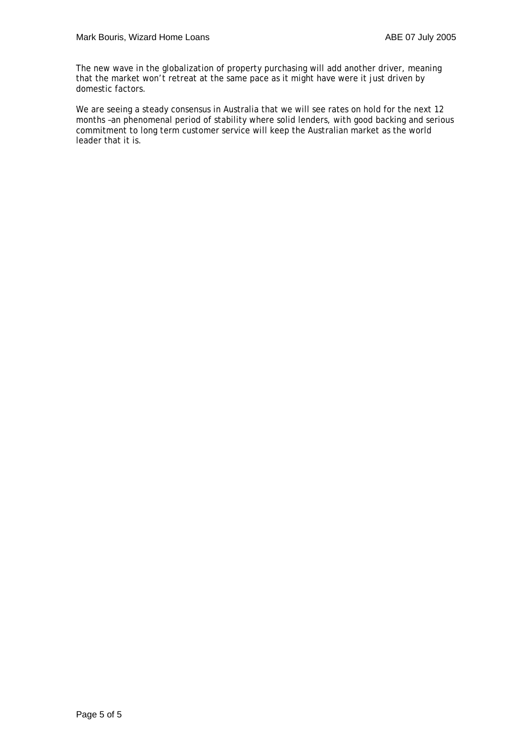The new wave in the globalization of property purchasing will add another driver, meaning that the market won't retreat at the same pace as it might have were it just driven by domestic factors.

We are seeing a steady consensus in Australia that we will see rates on hold for the next 12 months –an phenomenal period of stability where solid lenders, with good backing and serious commitment to long term customer service will keep the Australian market as the world leader that it is.